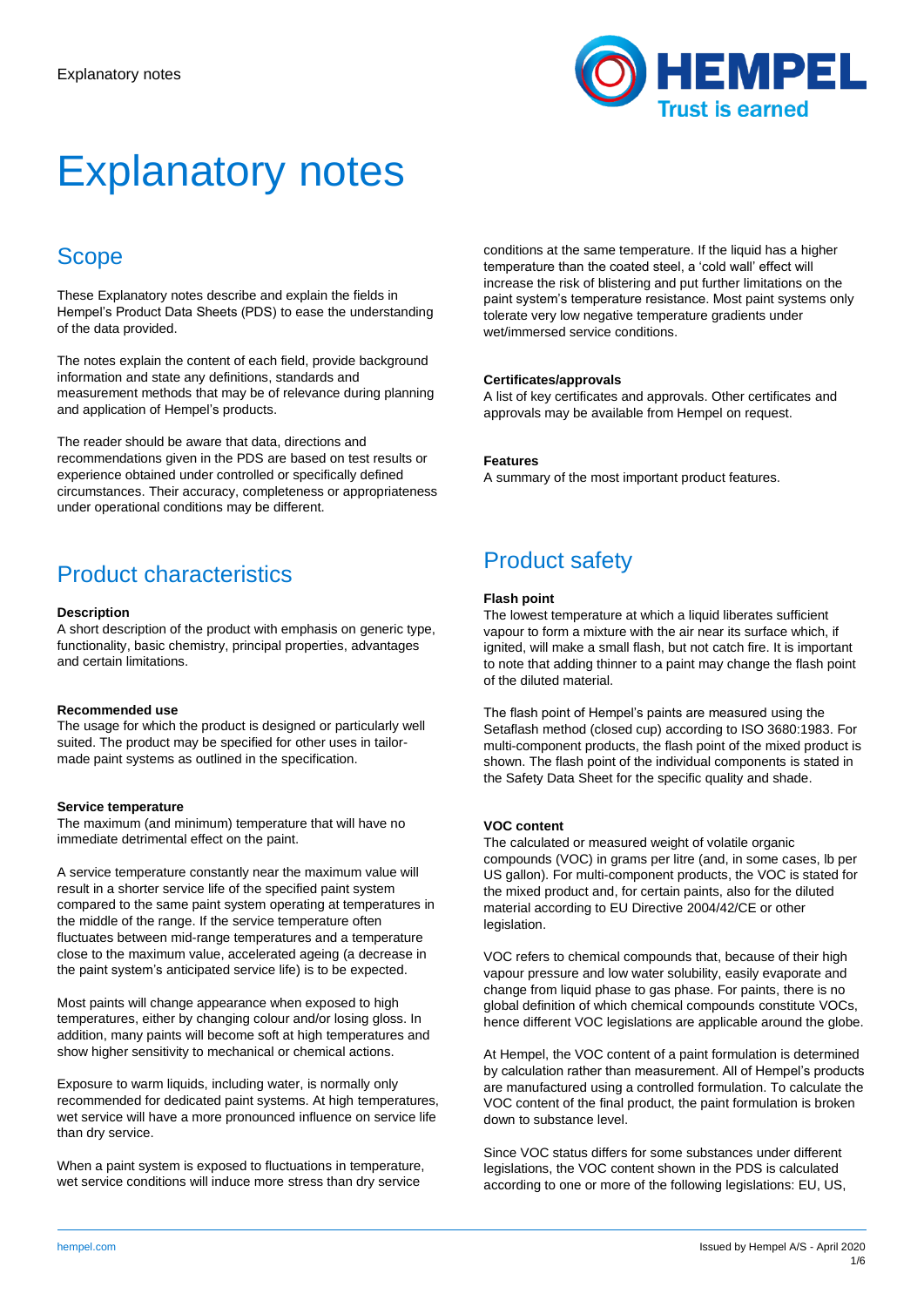# Explanatory notes

## Scope

These Explanatory notes describe and explain the fields in Hempel's Product Data Sheets (PDS) to ease the understanding of the data provided.

The notes explain the content of each field, provide background information and state any definitions, standards and measurement methods that may be of relevance during planning and application of Hempel's products.

The reader should be aware that data, directions and recommendations given in the PDS are based on test results or experience obtained under controlled or specifically defined circumstances. Their accuracy, completeness or appropriateness under operational conditions may be different.

## Product characteristics

**Description**
A short description of the product with emphasis on generic type, functionality, basic chemistry, principal properties, advantages and certain limitations.

**Recommended use**
The usage for which the product is designed or particularly well suited. The product may be specified for other uses in tailor-made paint systems as outlined in the specification.

**Service temperature**
The maximum (and minimum) temperature that will have no immediate detrimental effect on the paint.

A service temperature constantly near the maximum value will result in a shorter service life of the specified paint system compared to the same paint system operating at temperatures in the middle of the range. If the service temperature often fluctuates between mid-range temperatures and a temperature close to the maximum value, accelerated ageing (a decrease in the paint system's anticipated service life) is to be expected.

Most paints will change appearance when exposed to high temperatures, either by changing colour and/or losing gloss. In addition, many paints will become soft at high temperatures and show higher sensitivity to mechanical or chemical actions.

Exposure to warm liquids, including water, is normally only recommended for dedicated paint systems. At high temperatures, wet service will have a more pronounced influence on service life than dry service.

When a paint system is exposed to fluctuations in temperature, wet service conditions will induce more stress than dry service conditions at the same temperature. If the liquid has a higher temperature than the coated steel, a 'cold wall' effect will increase the risk of blistering and put further limitations on the paint system's temperature resistance. Most paint systems only tolerate very low negative temperature gradients under wet/immersed service conditions.

**Certificates/approvals**
A list of key certificates and approvals. Other certificates and approvals may be available from Hempel on request.

**Features**
A summary of the most important product features.

## Product safety

**Flash point**
The lowest temperature at which a liquid liberates sufficient vapour to form a mixture with the air near its surface which, if ignited, will make a small flash, but not catch fire. It is important to note that adding thinner to a paint may change the flash point of the diluted material.

The flash point of Hempel's paints are measured using the Setaflash method (closed cup) according to ISO 3680:1983. For multi-component products, the flash point of the mixed product is shown. The flash point of the individual components is stated in the Safety Data Sheet for the specific quality and shade.

**VOC content**
The calculated or measured weight of volatile organic compounds (VOC) in grams per litre (and, in some cases, lb per US gallon). For multi-component products, the VOC is stated for the mixed product and, for certain paints, also for the diluted material according to EU Directive 2004/42/CE or other legislation.

VOC refers to chemical compounds that, because of their high vapour pressure and low water solubility, easily evaporate and change from liquid phase to gas phase. For paints, there is no global definition of which chemical compounds constitute VOCs, hence different VOC legislations are applicable around the globe.

At Hempel, the VOC content of a paint formulation is determined by calculation rather than measurement. All of Hempel's products are manufactured using a controlled formulation. To calculate the VOC content of the final product, the paint formulation is broken down to substance level.

Since VOC status differs for some substances under different legislations, the VOC content shown in the PDS is calculated according to one or more of the following legislations: EU, US,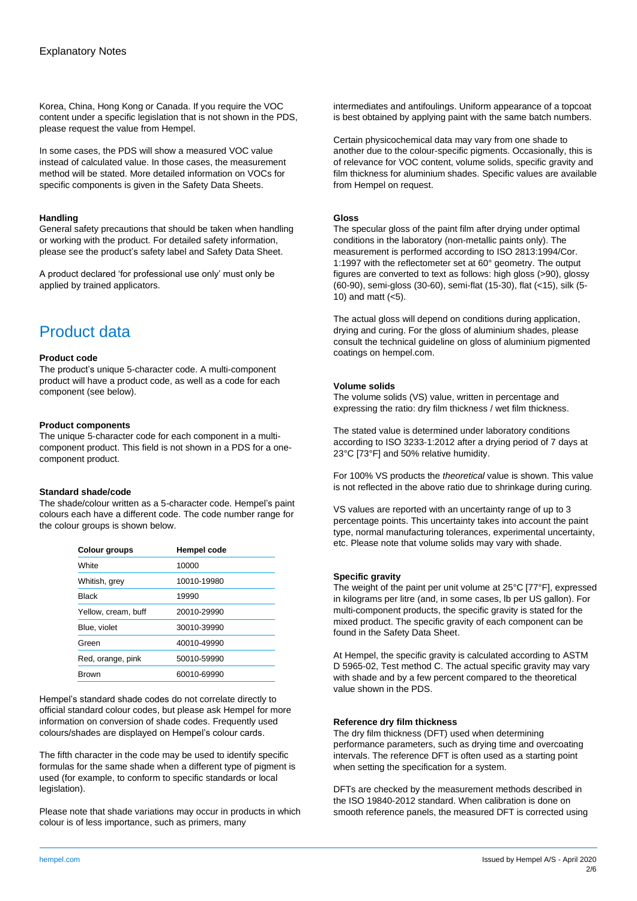Korea, China, Hong Kong or Canada. If you require the VOC content under a specific legislation that is not shown in the PDS, please request the value from Hempel.

In some cases, the PDS will show a measured VOC value instead of calculated value. In those cases, the measurement method will be stated. More detailed information on VOCs for specific components is given in the Safety Data Sheets.

**Handling**

General safety precautions that should be taken when handling or working with the product. For detailed safety information, please see the product's safety label and Safety Data Sheet.

A product declared 'for professional use only' must only be applied by trained applicators.

## Product data

**Product code**

The product's unique 5-character code. A multi-component product will have a product code, as well as a code for each component (see below).

**Product components**

The unique 5-character code for each component in a multi-component product. This field is not shown in a PDS for a one-component product.

**Standard shade/code**

The shade/colour written as a 5-character code. Hempel's paint colours each have a different code. The code number range for the colour groups is shown below.

| Colour groups | Hempel code |
|---|---|
| White | 10000 |
| Whitish, grey | 10010-19980 |
| Black | 19990 |
| Yellow, cream, buff | 20010-29990 |
| Blue, violet | 30010-39990 |
| Green | 40010-49990 |
| Red, orange, pink | 50010-59990 |
| Brown | 60010-69990 |

Hempel's standard shade codes do not correlate directly to official standard colour codes, but please ask Hempel for more information on conversion of shade codes. Frequently used colours/shades are displayed on Hempel's colour cards.

The fifth character in the code may be used to identify specific formulas for the same shade when a different type of pigment is used (for example, to conform to specific standards or local legislation).

Please note that shade variations may occur in products in which colour is of less importance, such as primers, many intermediates and antifoulings. Uniform appearance of a topcoat is best obtained by applying paint with the same batch numbers.

Certain physicochemical data may vary from one shade to another due to the colour-specific pigments. Occasionally, this is of relevance for VOC content, volume solids, specific gravity and film thickness for aluminium shades. Specific values are available from Hempel on request.

**Gloss**

The specular gloss of the paint film after drying under optimal conditions in the laboratory (non-metallic paints only). The measurement is performed according to ISO 2813:1994/Cor. 1:1997 with the reflectometer set at 60° geometry. The output figures are converted to text as follows: high gloss (>90), glossy (60-90), semi-gloss (30-60), semi-flat (15-30), flat (<15), silk (5-10) and matt (<5).

The actual gloss will depend on conditions during application, drying and curing. For the gloss of aluminium shades, please consult the technical guideline on gloss of aluminium pigmented coatings on hempel.com.

**Volume solids**

The volume solids (VS) value, written in percentage and expressing the ratio: dry film thickness / wet film thickness.

The stated value is determined under laboratory conditions according to ISO 3233-1:2012 after a drying period of 7 days at 23°C [73°F] and 50% relative humidity.

For 100% VS products the *theoretical* value is shown. This value is not reflected in the above ratio due to shrinkage during curing.

VS values are reported with an uncertainty range of up to 3 percentage points. This uncertainty takes into account the paint type, normal manufacturing tolerances, experimental uncertainty, etc. Please note that volume solids may vary with shade.

**Specific gravity**

The weight of the paint per unit volume at 25°C [77°F], expressed in kilograms per litre (and, in some cases, lb per US gallon). For multi-component products, the specific gravity is stated for the mixed product. The specific gravity of each component can be found in the Safety Data Sheet.

At Hempel, the specific gravity is calculated according to ASTM D 5965-02, Test method C. The actual specific gravity may vary with shade and by a few percent compared to the theoretical value shown in the PDS.

**Reference dry film thickness**

The dry film thickness (DFT) used when determining performance parameters, such as drying time and overcoating intervals. The reference DFT is often used as a starting point when setting the specification for a system.

DFTs are checked by the measurement methods described in the ISO 19840-2012 standard. When calibration is done on smooth reference panels, the measured DFT is corrected using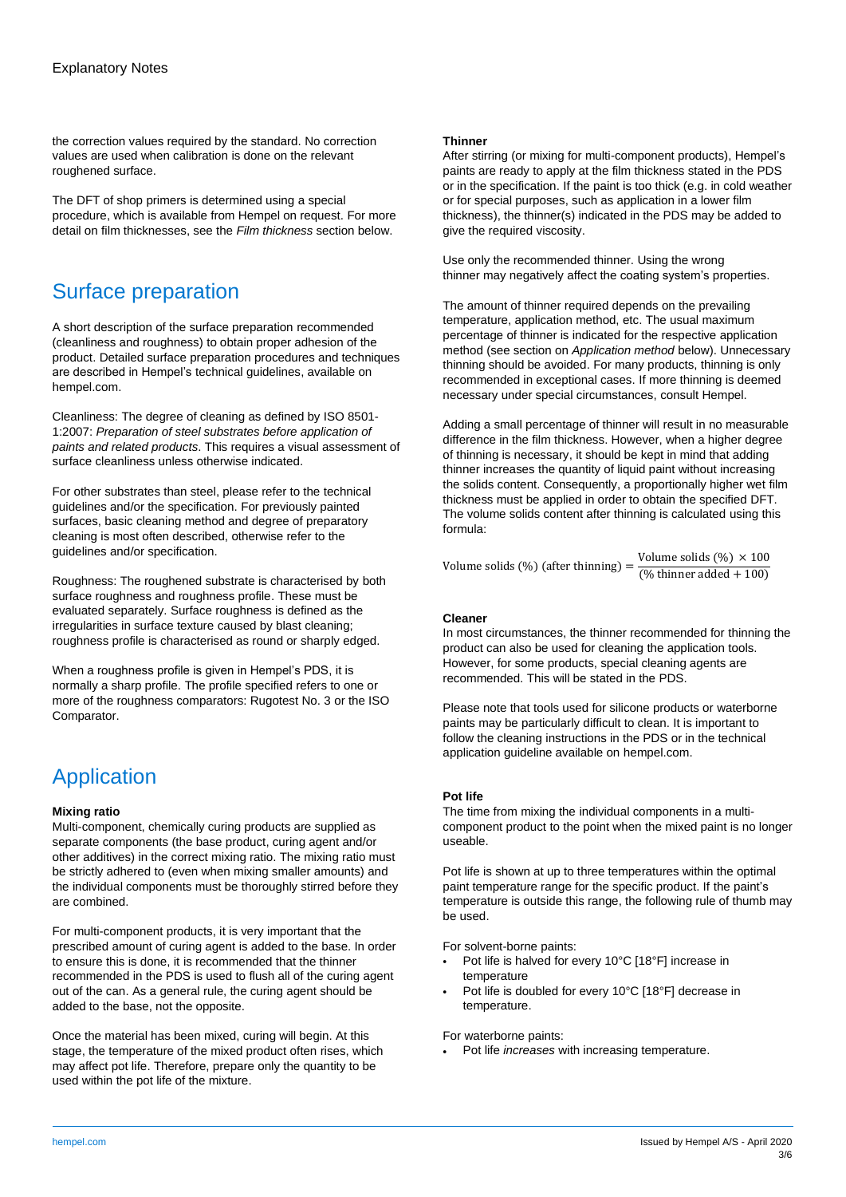the correction values required by the standard. No correction values are used when calibration is done on the relevant roughened surface.

The DFT of shop primers is determined using a special procedure, which is available from Hempel on request. For more detail on film thicknesses, see the *Film thickness* section below.

## Surface preparation

A short description of the surface preparation recommended (cleanliness and roughness) to obtain proper adhesion of the product. Detailed surface preparation procedures and techniques are described in Hempel's technical guidelines, available on hempel.com.

Cleanliness: The degree of cleaning as defined by ISO 8501-1:2007: *Preparation of steel substrates before application of paints and related products*. This requires a visual assessment of surface cleanliness unless otherwise indicated.

For other substrates than steel, please refer to the technical guidelines and/or the specification. For previously painted surfaces, basic cleaning method and degree of preparatory cleaning is most often described, otherwise refer to the guidelines and/or specification.

Roughness: The roughened substrate is characterised by both surface roughness and roughness profile. These must be evaluated separately. Surface roughness is defined as the irregularities in surface texture caused by blast cleaning; roughness profile is characterised as round or sharply edged.

When a roughness profile is given in Hempel's PDS, it is normally a sharp profile. The profile specified refers to one or more of the roughness comparators: Rugotest No. 3 or the ISO Comparator.

## Application

**Mixing ratio**

Multi-component, chemically curing products are supplied as separate components (the base product, curing agent and/or other additives) in the correct mixing ratio. The mixing ratio must be strictly adhered to (even when mixing smaller amounts) and the individual components must be thoroughly stirred before they are combined.

For multi-component products, it is very important that the prescribed amount of curing agent is added to the base. In order to ensure this is done, it is recommended that the thinner recommended in the PDS is used to flush all of the curing agent out of the can. As a general rule, the curing agent should be added to the base, not the opposite.

Once the material has been mixed, curing will begin. At this stage, the temperature of the mixed product often rises, which may affect pot life. Therefore, prepare only the quantity to be used within the pot life of the mixture.

**Thinner**

After stirring (or mixing for multi-component products), Hempel's paints are ready to apply at the film thickness stated in the PDS or in the specification. If the paint is too thick (e.g. in cold weather or for special purposes, such as application in a lower film thickness), the thinner(s) indicated in the PDS may be added to give the required viscosity.

Use only the recommended thinner. Using the wrong thinner may negatively affect the coating system's properties.

The amount of thinner required depends on the prevailing temperature, application method, etc. The usual maximum percentage of thinner is indicated for the respective application method (see section on *Application method* below). Unnecessary thinning should be avoided. For many products, thinning is only recommended in exceptional cases. If more thinning is deemed necessary under special circumstances, consult Hempel.

Adding a small percentage of thinner will result in no measurable difference in the film thickness. However, when a higher degree of thinning is necessary, it should be kept in mind that adding thinner increases the quantity of liquid paint without increasing the solids content. Consequently, a proportionally higher wet film thickness must be applied in order to obtain the specified DFT. The volume solids content after thinning is calculated using this formula:

$$\text{Volume solids (\%) (after thinning)} = \frac{\text{Volume solids (\%)} \times 100}{(\text{\% thinner added} + 100)}$$

**Cleaner**

In most circumstances, the thinner recommended for thinning the product can also be used for cleaning the application tools. However, for some products, special cleaning agents are recommended. This will be stated in the PDS.

Please note that tools used for silicone products or waterborne paints may be particularly difficult to clean. It is important to follow the cleaning instructions in the PDS or in the technical application guideline available on hempel.com.

**Pot life**

The time from mixing the individual components in a multi-component product to the point when the mixed paint is no longer useable.

Pot life is shown at up to three temperatures within the optimal paint temperature range for the specific product. If the paint's temperature is outside this range, the following rule of thumb may be used.

For solvent-borne paints:

- Pot life is halved for every 10°C [18°F] increase in temperature
- Pot life is doubled for every 10°C [18°F] decrease in temperature.

For waterborne paints:

- Pot life *increases* with increasing temperature.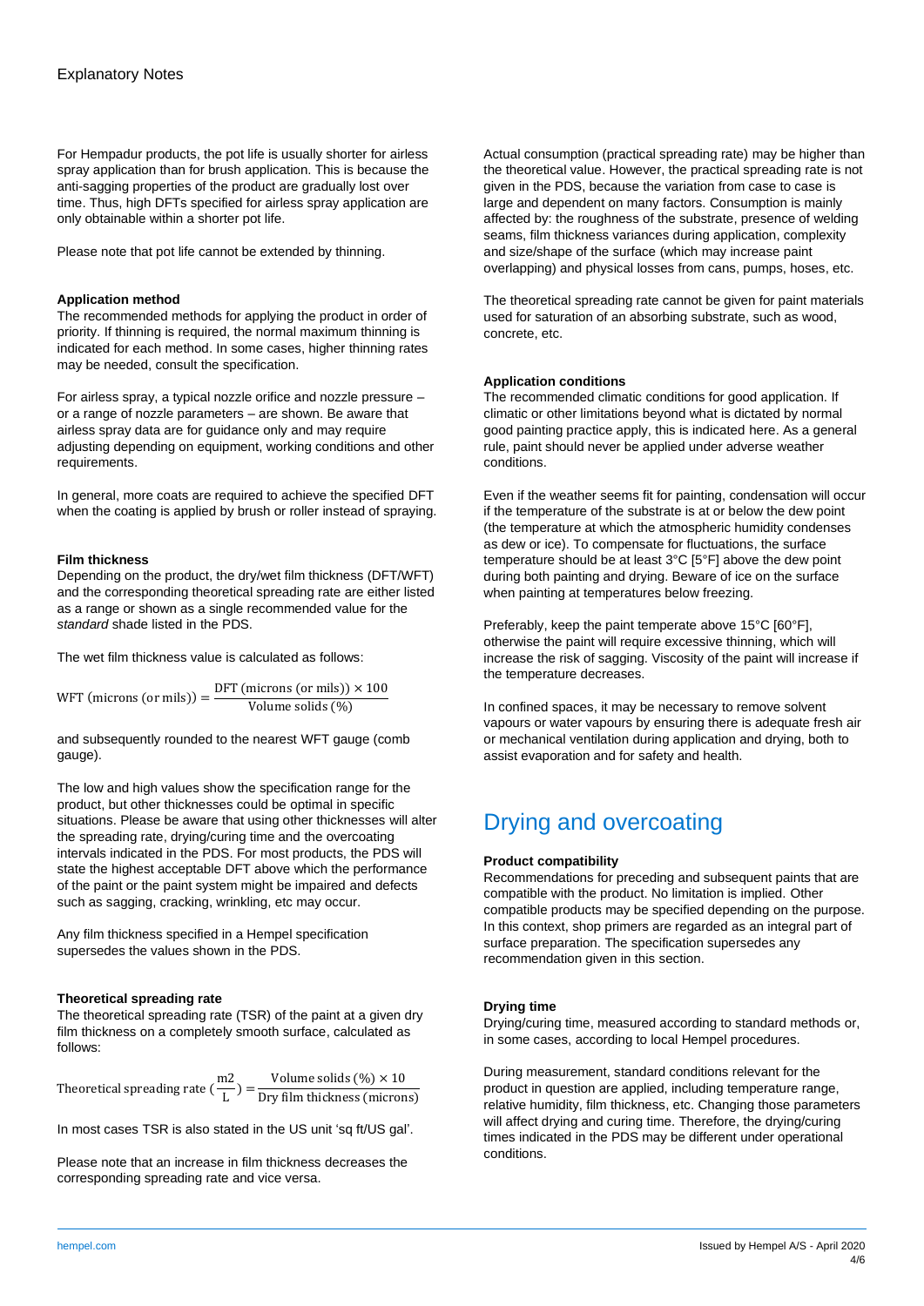For Hempadur products, the pot life is usually shorter for airless spray application than for brush application. This is because the anti-sagging properties of the product are gradually lost over time. Thus, high DFTs specified for airless spray application are only obtainable within a shorter pot life.

Please note that pot life cannot be extended by thinning.

**Application method**

The recommended methods for applying the product in order of priority. If thinning is required, the normal maximum thinning is indicated for each method. In some cases, higher thinning rates may be needed, consult the specification.

For airless spray, a typical nozzle orifice and nozzle pressure – or a range of nozzle parameters – are shown. Be aware that airless spray data are for guidance only and may require adjusting depending on equipment, working conditions and other requirements.

In general, more coats are required to achieve the specified DFT when the coating is applied by brush or roller instead of spraying.

**Film thickness**

Depending on the product, the dry/wet film thickness (DFT/WFT) and the corresponding theoretical spreading rate are either listed as a range or shown as a single recommended value for the *standard* shade listed in the PDS.

The wet film thickness value is calculated as follows:

$$\text{WFT (microns (or mils))} = \frac{\text{DFT (microns (or mils))} \times 100}{\text{Volume solids (\%)}}$$

and subsequently rounded to the nearest WFT gauge (comb gauge).

The low and high values show the specification range for the product, but other thicknesses could be optimal in specific situations. Please be aware that using other thicknesses will alter the spreading rate, drying/curing time and the overcoating intervals indicated in the PDS. For most products, the PDS will state the highest acceptable DFT above which the performance of the paint or the paint system might be impaired and defects such as sagging, cracking, wrinkling, etc may occur.

Any film thickness specified in a Hempel specification supersedes the values shown in the PDS.

**Theoretical spreading rate**

The theoretical spreading rate (TSR) of the paint at a given dry film thickness on a completely smooth surface, calculated as follows:

$$\text{Theoretical spreading rate } \left(\frac{\text{m2}}{\text{L}}\right) = \frac{\text{Volume solids (\%)} \times 10}{\text{Dry film thickness (microns)}}$$

In most cases TSR is also stated in the US unit 'sq ft/US gal'.

Please note that an increase in film thickness decreases the corresponding spreading rate and vice versa.

Actual consumption (practical spreading rate) may be higher than the theoretical value. However, the practical spreading rate is not given in the PDS, because the variation from case to case is large and dependent on many factors. Consumption is mainly affected by: the roughness of the substrate, presence of welding seams, film thickness variances during application, complexity and size/shape of the surface (which may increase paint overlapping) and physical losses from cans, pumps, hoses, etc.

The theoretical spreading rate cannot be given for paint materials used for saturation of an absorbing substrate, such as wood, concrete, etc.

**Application conditions**

The recommended climatic conditions for good application. If climatic or other limitations beyond what is dictated by normal good painting practice apply, this is indicated here. As a general rule, paint should never be applied under adverse weather conditions.

Even if the weather seems fit for painting, condensation will occur if the temperature of the substrate is at or below the dew point (the temperature at which the atmospheric humidity condenses as dew or ice). To compensate for fluctuations, the surface temperature should be at least 3°C [5°F] above the dew point during both painting and drying. Beware of ice on the surface when painting at temperatures below freezing.

Preferably, keep the paint temperate above 15°C [60°F], otherwise the paint will require excessive thinning, which will increase the risk of sagging. Viscosity of the paint will increase if the temperature decreases.

In confined spaces, it may be necessary to remove solvent vapours or water vapours by ensuring there is adequate fresh air or mechanical ventilation during application and drying, both to assist evaporation and for safety and health.

## Drying and overcoating

**Product compatibility**

Recommendations for preceding and subsequent paints that are compatible with the product. No limitation is implied. Other compatible products may be specified depending on the purpose. In this context, shop primers are regarded as an integral part of surface preparation. The specification supersedes any recommendation given in this section.

**Drying time**

Drying/curing time, measured according to standard methods or, in some cases, according to local Hempel procedures.

During measurement, standard conditions relevant for the product in question are applied, including temperature range, relative humidity, film thickness, etc. Changing those parameters will affect drying and curing time. Therefore, the drying/curing times indicated in the PDS may be different under operational conditions.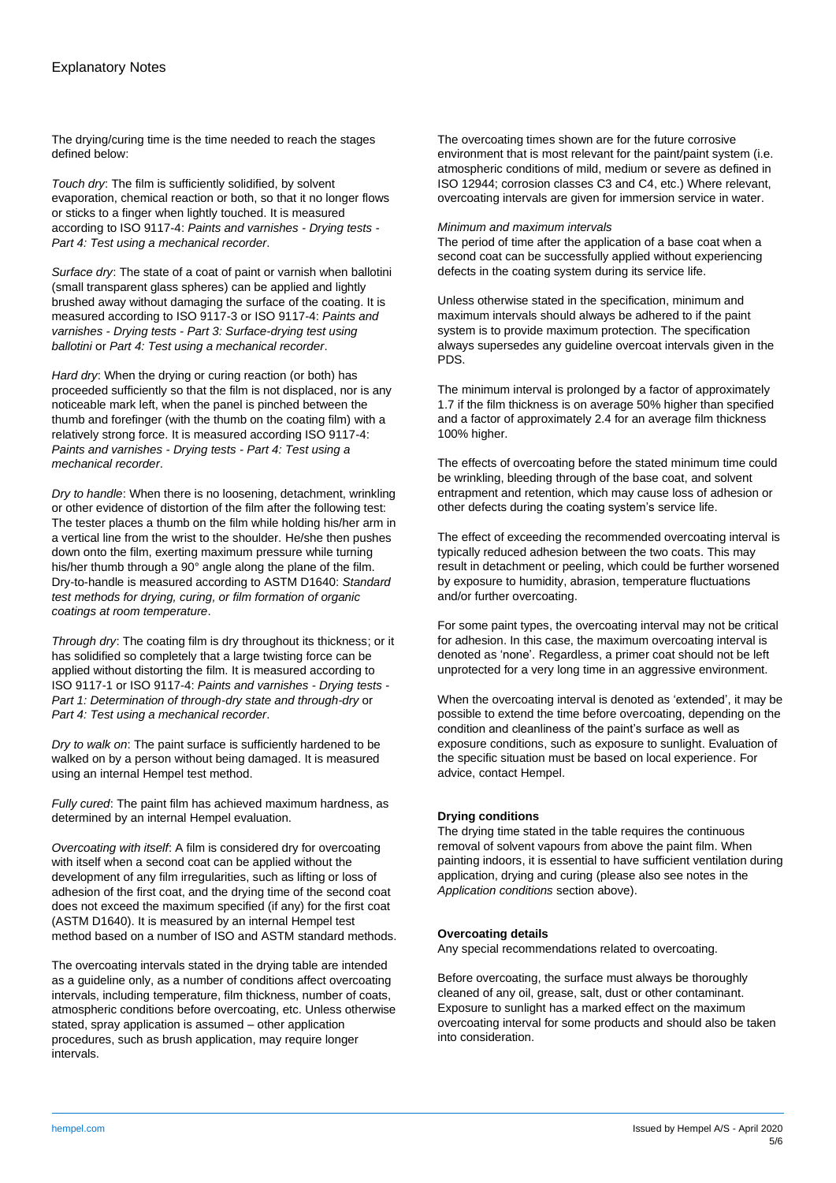## Explanatory Notes

The drying/curing time is the time needed to reach the stages defined below:

*Touch dry*: The film is sufficiently solidified, by solvent evaporation, chemical reaction or both, so that it no longer flows or sticks to a finger when lightly touched. It is measured according to ISO 9117-4: *Paints and varnishes - Drying tests - Part 4: Test using a mechanical recorder*.

*Surface dry*: The state of a coat of paint or varnish when ballotini (small transparent glass spheres) can be applied and lightly brushed away without damaging the surface of the coating. It is measured according to ISO 9117-3 or ISO 9117-4: *Paints and varnishes - Drying tests - Part 3: Surface-drying test using ballotini* or *Part 4: Test using a mechanical recorder*.

*Hard dry*: When the drying or curing reaction (or both) has proceeded sufficiently so that the film is not displaced, nor is any noticeable mark left, when the panel is pinched between the thumb and forefinger (with the thumb on the coating film) with a relatively strong force. It is measured according ISO 9117-4: *Paints and varnishes - Drying tests - Part 4: Test using a mechanical recorder*.

*Dry to handle*: When there is no loosening, detachment, wrinkling or other evidence of distortion of the film after the following test: The tester places a thumb on the film while holding his/her arm in a vertical line from the wrist to the shoulder. He/she then pushes down onto the film, exerting maximum pressure while turning his/her thumb through a 90° angle along the plane of the film. Dry-to-handle is measured according to ASTM D1640: *Standard test methods for drying, curing, or film formation of organic coatings at room temperature*.

*Through dry*: The coating film is dry throughout its thickness; or it has solidified so completely that a large twisting force can be applied without distorting the film. It is measured according to ISO 9117-1 or ISO 9117-4: *Paints and varnishes - Drying tests - Part 1: Determination of through-dry state and through-dry* or *Part 4: Test using a mechanical recorder*.

*Dry to walk on*: The paint surface is sufficiently hardened to be walked on by a person without being damaged. It is measured using an internal Hempel test method.

*Fully cured*: The paint film has achieved maximum hardness, as determined by an internal Hempel evaluation.

*Overcoating with itself*: A film is considered dry for overcoating with itself when a second coat can be applied without the development of any film irregularities, such as lifting or loss of adhesion of the first coat, and the drying time of the second coat does not exceed the maximum specified (if any) for the first coat (ASTM D1640). It is measured by an internal Hempel test method based on a number of ISO and ASTM standard methods.

The overcoating intervals stated in the drying table are intended as a guideline only, as a number of conditions affect overcoating intervals, including temperature, film thickness, number of coats, atmospheric conditions before overcoating, etc. Unless otherwise stated, spray application is assumed – other application procedures, such as brush application, may require longer intervals.

The overcoating times shown are for the future corrosive environment that is most relevant for the paint/paint system (i.e. atmospheric conditions of mild, medium or severe as defined in ISO 12944; corrosion classes C3 and C4, etc.) Where relevant, overcoating intervals are given for immersion service in water.

*Minimum and maximum intervals*

The period of time after the application of a base coat when a second coat can be successfully applied without experiencing defects in the coating system during its service life.

Unless otherwise stated in the specification, minimum and maximum intervals should always be adhered to if the paint system is to provide maximum protection. The specification always supersedes any guideline overcoat intervals given in the PDS.

The minimum interval is prolonged by a factor of approximately 1.7 if the film thickness is on average 50% higher than specified and a factor of approximately 2.4 for an average film thickness 100% higher.

The effects of overcoating before the stated minimum time could be wrinkling, bleeding through of the base coat, and solvent entrapment and retention, which may cause loss of adhesion or other defects during the coating system's service life.

The effect of exceeding the recommended overcoating interval is typically reduced adhesion between the two coats. This may result in detachment or peeling, which could be further worsened by exposure to humidity, abrasion, temperature fluctuations and/or further overcoating.

For some paint types, the overcoating interval may not be critical for adhesion. In this case, the maximum overcoating interval is denoted as 'none'. Regardless, a primer coat should not be left unprotected for a very long time in an aggressive environment.

When the overcoating interval is denoted as 'extended', it may be possible to extend the time before overcoating, depending on the condition and cleanliness of the paint's surface as well as exposure conditions, such as exposure to sunlight. Evaluation of the specific situation must be based on local experience. For advice, contact Hempel.

**Drying conditions**

The drying time stated in the table requires the continuous removal of solvent vapours from above the paint film. When painting indoors, it is essential to have sufficient ventilation during application, drying and curing (please also see notes in the *Application conditions* section above).

**Overcoating details**

Any special recommendations related to overcoating.

Before overcoating, the surface must always be thoroughly cleaned of any oil, grease, salt, dust or other contaminant. Exposure to sunlight has a marked effect on the maximum overcoating interval for some products and should also be taken into consideration.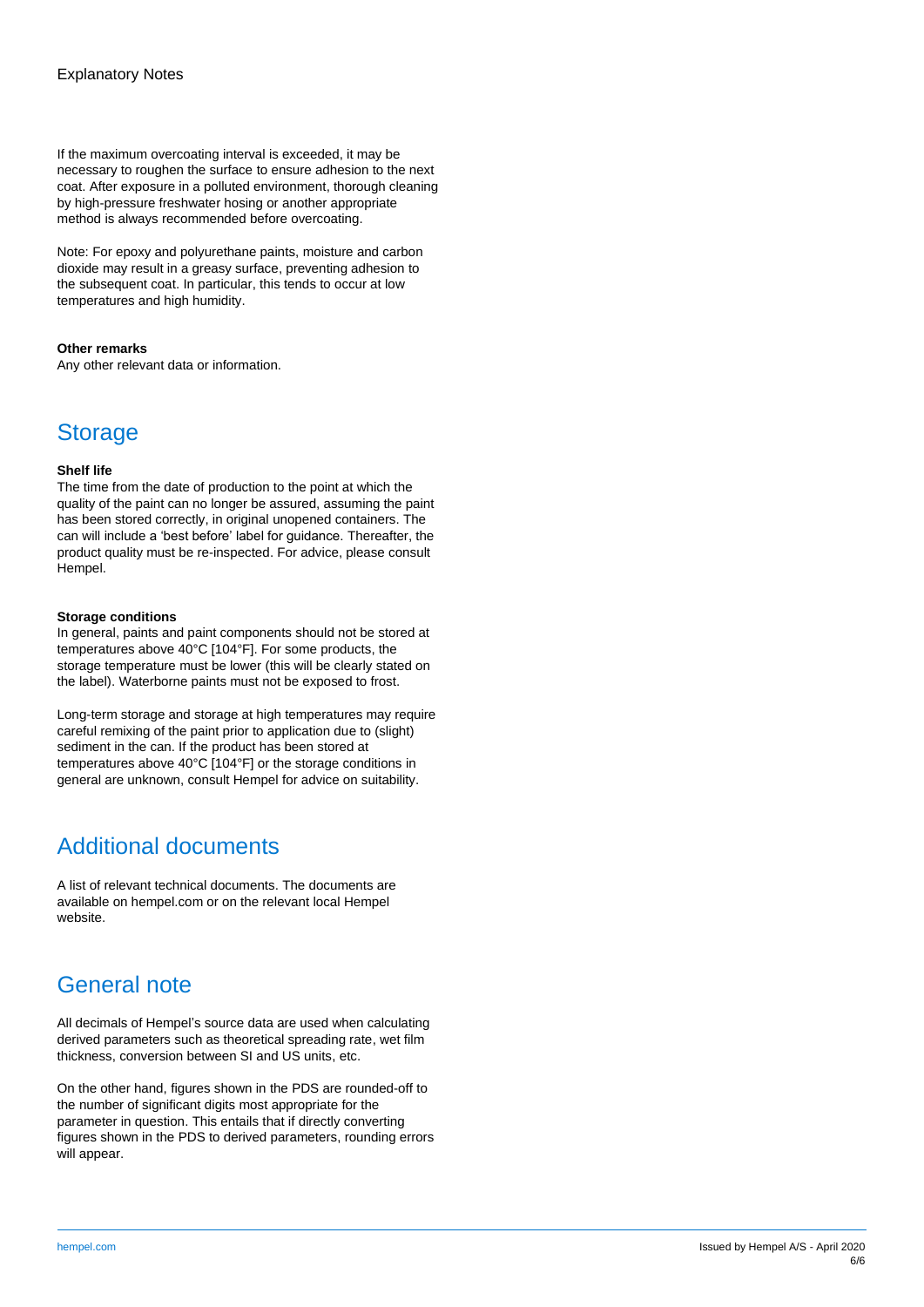If the maximum overcoating interval is exceeded, it may be necessary to roughen the surface to ensure adhesion to the next coat. After exposure in a polluted environment, thorough cleaning by high-pressure freshwater hosing or another appropriate method is always recommended before overcoating.

Note: For epoxy and polyurethane paints, moisture and carbon dioxide may result in a greasy surface, preventing adhesion to the subsequent coat. In particular, this tends to occur at low temperatures and high humidity.

**Other remarks**
Any other relevant data or information.

## Storage

**Shelf life**
The time from the date of production to the point at which the quality of the paint can no longer be assured, assuming the paint has been stored correctly, in original unopened containers. The can will include a 'best before' label for guidance. Thereafter, the product quality must be re-inspected. For advice, please consult Hempel.

**Storage conditions**
In general, paints and paint components should not be stored at temperatures above 40°C [104°F]. For some products, the storage temperature must be lower (this will be clearly stated on the label). Waterborne paints must not be exposed to frost.

Long-term storage and storage at high temperatures may require careful remixing of the paint prior to application due to (slight) sediment in the can. If the product has been stored at temperatures above 40°C [104°F] or the storage conditions in general are unknown, consult Hempel for advice on suitability.

## Additional documents

A list of relevant technical documents. The documents are available on hempel.com or on the relevant local Hempel website.

## General note

All decimals of Hempel's source data are used when calculating derived parameters such as theoretical spreading rate, wet film thickness, conversion between SI and US units, etc.

On the other hand, figures shown in the PDS are rounded-off to the number of significant digits most appropriate for the parameter in question. This entails that if directly converting figures shown in the PDS to derived parameters, rounding errors will appear.